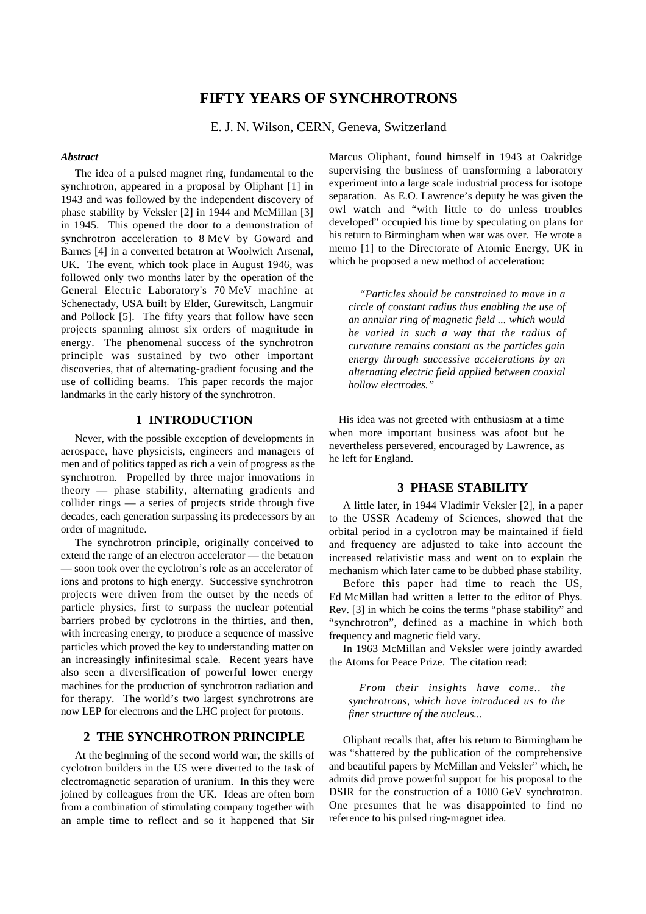# FIFTY YEARS OF SYNCHROTRONS

E. J. N. Wilson, CERN, Geneva, Switzerland

### *Abstract*

The idea of a pulsed magnet ring, fundamental to the synchrotron, appeared in a proposal by Oliphant [1] in 1943 and was followed by the independent discovery of phase stability by Veksler [2] in 1944 and McMillan [3] in 1945. This opened the door to a demonstration of synchrotron acceleration to 8 MeV by Goward and Barnes [4] in a converted betatron at Woolwich Arsenal, UK. The event, which took place in August 1946, was followed only two months later by the operation of the General Electric Laboratory's 70 MeV machine at Schenectady, USA built by Elder, Gurewitsch, Langmuir and Pollock [5]. The fifty years that follow have seen projects spanning almost six orders of magnitude in energy. The phenomenal success of the synchrotron principle was sustained by two other important discoveries, that of alternating-gradient focusing and the use of colliding beams. This paper records the major landmarks in the early history of the synchrotron.

## 1 INTRODUCTION

Never, with the possible exception of developments in aerospace, have physicists, engineers and managers of men and of politics tapped as rich a vein of progress as the synchrotron. Propelled by three major innovations in theory — phase stability, alternating gradients and collider rings — a series of projects stride through five decades, each generation surpassing its predecessors by an order of magnitude.

The synchrotron principle, originally conceived to extend the range of an electron accelerator — the betatron — soon took over the cyclotron's role as an accelerator of ions and protons to high energy. Successive synchrotron projects were driven from the outset by the needs of particle physics, first to surpass the nuclear potential barriers probed by cyclotrons in the thirties, and then, with increasing energy, to produce a sequence of massive particles which proved the key to understanding matter on an increasingly infinitesimal scale. Recent years have also seen a diversification of powerful lower energy machines for the production of synchrotron radiation and for therapy. The world's two largest synchrotrons are now LEP for electrons and the LHC project for protons.

## 2 THE SYNCHROTRON PRINCIPLE

At the beginning of the second world war, the skills of cyclotron builders in the US were diverted to the task of electromagnetic separation of uranium. In this they were joined by colleagues from the UK. Ideas are often born from a combination of stimulating company together with an ample time to reflect and so it happened that Sir Marcus Oliphant, found himself in 1943 at Oakridge supervising the business of transforming a laboratory experiment into a large scale industrial process for isotope separation. As E.O. Lawrence's deputy he was given the owl watch and "with little to do unless troubles developed" occupied his time by speculating on plans for his return to Birmingham when war was over. He wrote a memo [1] to the Directorate of Atomic Energy, UK in which he proposed a new method of acceleration:

> *"Particles should be constrained to move in a circle of constant radius thus enabling the use of an annular ring of magnetic field ... which would be varied in such a way that the radius of curvature remains constant as the particles gain energy through successive accelerations by an alternating electric field applied between coaxial hollow electrodes."*

His idea was not greeted with enthusiasm at a time when more important business was afoot but he nevertheless persevered, encouraged by Lawrence, as he left for England.

## 3 PHASE STABILITY

A little later, in 1944 Vladimir Veksler [2], in a paper to the USSR Academy of Sciences, showed that the orbital period in a cyclotron may be maintained if field and frequency are adjusted to take into account the increased relativistic mass and went on to explain the mechanism which later came to be dubbed phase stability.

Before this paper had time to reach the US, Ed McMillan had written a letter to the editor of Phys. Rev. [3] in which he coins the terms "phase stability" and "synchrotron", defined as a machine in which both frequency and magnetic field vary.

In 1963 McMillan and Veksler were jointly awarded the Atoms for Peace Prize. The citation read:

> *From their insights have come.. the synchrotrons, which have introduced us to the finer structure of the nucleus...*

Oliphant recalls that, after his return to Birmingham he was "shattered by the publication of the comprehensive and beautiful papers by McMillan and Veksler" which, he admits did prove powerful support for his proposal to the DSIR for the construction of a 1000 GeV synchrotron. One presumes that he was disappointed to find no reference to his pulsed ring-magnet idea.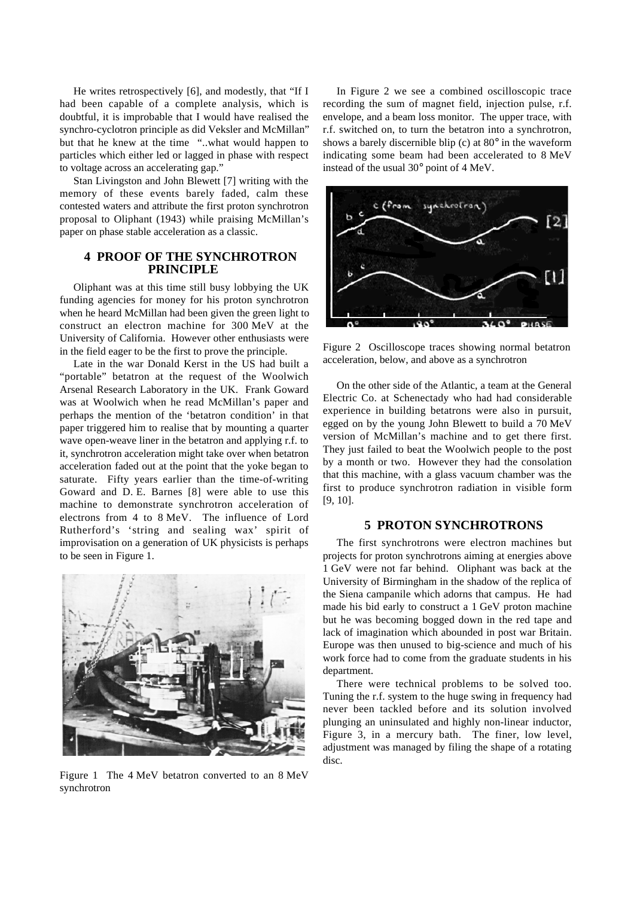He writes retrospectively [6], and modestly, that "If I had been capable of a complete analysis, which is doubtful, it is improbable that I would have realised the synchro-cyclotron principle as did Veksler and McMillan" but that he knew at the time "..what would happen to particles which either led or lagged in phase with respect to voltage across an accelerating gap."

Stan Livingston and John Blewett [7] writing with the memory of these events barely faded, calm these contested waters and attribute the first proton synchrotron proposal to Oliphant (1943) while praising McMillan's paper on phase stable acceleration as a classic.

## 4 PROOF OF THE SYNCHROTRON PRINCIPLE

Oliphant was at this time still busy lobbying the UK funding agencies for money for his proton synchrotron when he heard McMillan had been given the green light to construct an electron machine for 300 MeV at the University of California. However other enthusiasts were in the field eager to be the first to prove the principle.

Late in the war Donald Kerst in the US had built a "portable" betatron at the request of the Woolwich Arsenal Research Laboratory in the UK. Frank Goward was at Woolwich when he read McMillan's paper and perhaps the mention of the 'betatron condition' in that paper triggered him to realise that by mounting a quarter wave open-weave liner in the betatron and applying r.f. to it, synchrotron acceleration might take over when betatron acceleration faded out at the point that the yoke began to saturate. Fifty years earlier than the time-of-writing Goward and D. E. Barnes [8] were able to use this machine to demonstrate synchrotron acceleration of electrons from 4 to 8 MeV. The influence of Lord Rutherford's 'string and sealing wax' spirit of improvisation on a generation of UK physicists is perhaps to be seen in Figure 1.

Figure 1 The 4 MeV betatron converted to an 8 MeV synchrotron

In Figure 2 we see a combined oscilloscopic trace recording the sum of magnet field, injection pulse, r.f. envelope, and a beam loss monitor. The upper trace, with r.f. switched on, to turn the betatron into a synchrotron, shows a barely discernible blip (c) at 80° in the waveform indicating some beam had been accelerated to 8 MeV instead of the usual 30° point of 4 MeV.

Figure 2 Oscilloscope traces showing normal betatron acceleration, below, and above as a synchrotron

On the other side of the Atlantic, a team at the General Electric Co. at Schenectady who had had considerable experience in building betatrons were also in pursuit, egged on by the young John Blewett to build a 70 MeV version of McMillan's machine and to get there first. They just failed to beat the Woolwich people to the post by a month or two. However they had the consolation that this machine, with a glass vacuum chamber was the first to produce synchrotron radiation in visible form [9, 10].

## 5 PROTON SYNCHROTRONS

The first synchrotrons were electron machines but projects for proton synchrotrons aiming at energies above 1 GeV were not far behind. Oliphant was back at the University of Birmingham in the shadow of the replica of the Siena campanile which adorns that campus. He had made his bid early to construct a 1 GeV proton machine but he was becoming bogged down in the red tape and lack of imagination which abounded in post war Britain. Europe was then unused to big-science and much of his work force had to come from the graduate students in his department.

There were technical problems to be solved too. Tuning the r.f. system to the huge swing in frequency had never been tackled before and its solution involved plunging an uninsulated and highly non-linear inductor, Figure 3, in a mercury bath. The finer, low level, adjustment was managed by filing the shape of a rotating disc.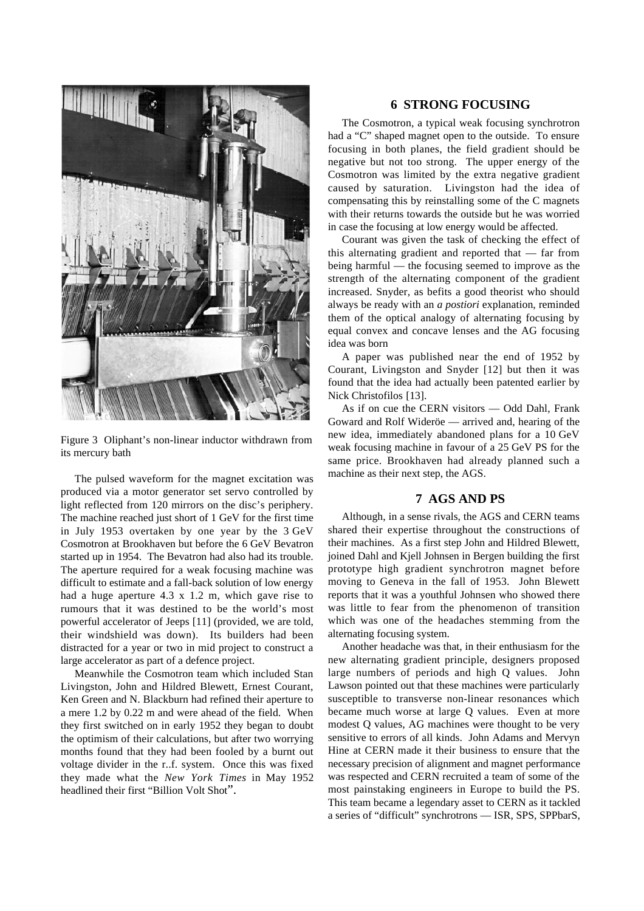Figure 3 Oliphant's non-linear inductor withdrawn from its mercury bath

The pulsed waveform for the magnet excitation was produced via a motor generator set servo controlled by light reflected from 120 mirrors on the disc's periphery. The machine reached just short of 1 GeV for the first time in July 1953 overtaken by one year by the 3 GeV Cosmotron at Brookhaven but before the 6 GeV Bevatron started up in 1954. The Bevatron had also had its trouble. The aperture required for a weak focusing machine was difficult to estimate and a fall-back solution of low energy had a huge aperture 4.3 x 1.2 m, which gave rise to rumours that it was destined to be the world's most powerful accelerator of Jeeps [11] (provided, we are told, their windshield was down). Its builders had been distracted for a year or two in mid project to construct a large accelerator as part of a defence project.

Meanwhile the Cosmotron team which included Stan Livingston, John and Hildred Blewett, Ernest Courant, Ken Green and N. Blackburn had refined their aperture to a mere 1.2 by 0.22 m and were ahead of the field. When they first switched on in early 1952 they began to doubt the optimism of their calculations, but after two worrying months found that they had been fooled by a burnt out voltage divider in the r..f. system. Once this was fixed they made what the *New York Times* in May 1952 headlined their first "Billion Volt Shot".

## 6 STRONG FOCUSING

The Cosmotron, a typical weak focusing synchrotron had a "C" shaped magnet open to the outside. To ensure focusing in both planes, the field gradient should be negative but not too strong. The upper energy of the Cosmotron was limited by the extra negative gradient caused by saturation. Livingston had the idea of compensating this by reinstalling some of the C magnets with their returns towards the outside but he was worried in case the focusing at low energy would be affected.

Courant was given the task of checking the effect of this alternating gradient and reported that — far from being harmful — the focusing seemed to improve as the strength of the alternating component of the gradient increased. Snyder, as befits a good theorist who should always be ready with an *a postiori* explanation, reminded them of the optical analogy of alternating focusing by equal convex and concave lenses and the AG focusing idea was born

A paper was published near the end of 1952 by Courant, Livingston and Snyder [12] but then it was found that the idea had actually been patented earlier by Nick Christofilos [13].

As if on cue the CERN visitors — Odd Dahl, Frank Goward and Rolf Wideröe — arrived and, hearing of the new idea, immediately abandoned plans for a 10 GeV weak focusing machine in favour of a 25 GeV PS for the same price. Brookhaven had already planned such a machine as their next step, the AGS.

## 7 AGS AND PS

Although, in a sense rivals, the AGS and CERN teams shared their expertise throughout the constructions of their machines. As a first step John and Hildred Blewett, joined Dahl and Kjell Johnsen in Bergen building the first prototype high gradient synchrotron magnet before moving to Geneva in the fall of 1953. John Blewett reports that it was a youthful Johnsen who showed there was little to fear from the phenomenon of transition which was one of the headaches stemming from the alternating focusing system.

Another headache was that, in their enthusiasm for the new alternating gradient principle, designers proposed large numbers of periods and high Q values. John Lawson pointed out that these machines were particularly susceptible to transverse non-linear resonances which became much worse at large Q values. Even at more modest Q values, AG machines were thought to be very sensitive to errors of all kinds. John Adams and Mervyn Hine at CERN made it their business to ensure that the necessary precision of alignment and magnet performance was respected and CERN recruited a team of some of the most painstaking engineers in Europe to build the PS. This team became a legendary asset to CERN as it tackled a series of "difficult" synchrotrons — ISR, SPS, SPPbarS,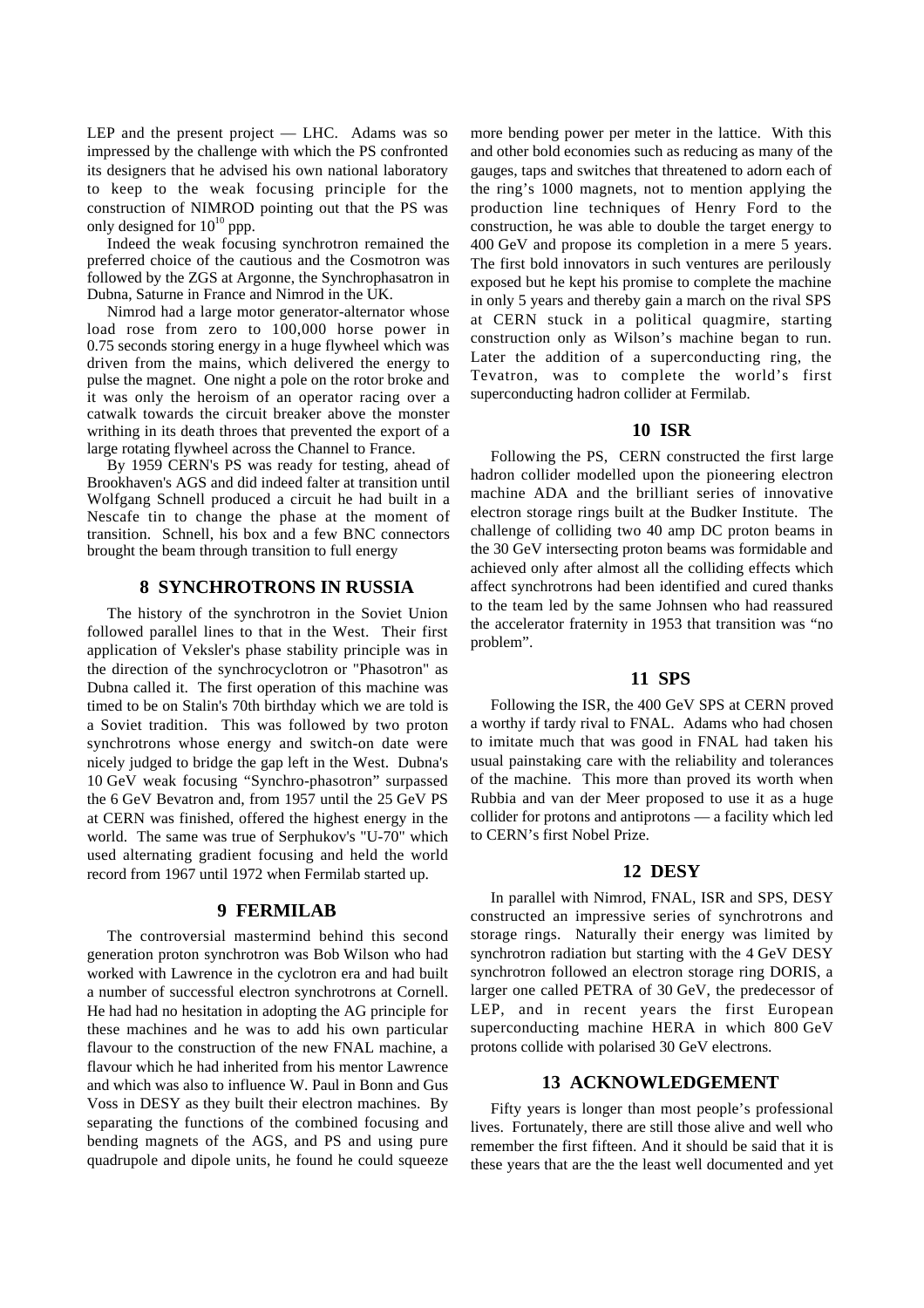LEP and the present project — LHC. Adams was so impressed by the challenge with which the PS confronted its designers that he advised his own national laboratory to keep to the weak focusing principle for the construction of NIMROD pointing out that the PS was only designed for $10^{10}$ ppp.

Indeed the weak focusing synchrotron remained the preferred choice of the cautious and the Cosmotron was followed by the ZGS at Argonne, the Synchrophasatron in Dubna, Saturne in France and Nimrod in the UK.

Nimrod had a large motor generator-alternator whose load rose from zero to 100,000 horse power in 0.75 seconds storing energy in a huge flywheel which was driven from the mains, which delivered the energy to pulse the magnet. One night a pole on the rotor broke and it was only the heroism of an operator racing over a catwalk towards the circuit breaker above the monster writhing in its death throes that prevented the export of a large rotating flywheel across the Channel to France.

By 1959 CERN's PS was ready for testing, ahead of Brookhaven's AGS and did indeed falter at transition until Wolfgang Schnell produced a circuit he had built in a Nescafe tin to change the phase at the moment of transition. Schnell, his box and a few BNC connectors brought the beam through transition to full energy

## 8 SYNCHROTRONS IN RUSSIA

The history of the synchrotron in the Soviet Union followed parallel lines to that in the West. Their first application of Veksler's phase stability principle was in the direction of the synchrocyclotron or "Phasotron" as Dubna called it. The first operation of this machine was timed to be on Stalin's 70th birthday which we are told is a Soviet tradition. This was followed by two proton synchrotrons whose energy and switch-on date were nicely judged to bridge the gap left in the West. Dubna's 10 GeV weak focusing "Synchro-phasotron" surpassed the 6 GeV Bevatron and, from 1957 until the 25 GeV PS at CERN was finished, offered the highest energy in the world. The same was true of Serphukov's "U-70" which used alternating gradient focusing and held the world record from 1967 until 1972 when Fermilab started up.

## 9 FERMILAB

The controversial mastermind behind this second generation proton synchrotron was Bob Wilson who had worked with Lawrence in the cyclotron era and had built a number of successful electron synchrotrons at Cornell. He had had no hesitation in adopting the AG principle for these machines and he was to add his own particular flavour to the construction of the new FNAL machine, a flavour which he had inherited from his mentor Lawrence and which was also to influence W. Paul in Bonn and Gus Voss in DESY as they built their electron machines. By separating the functions of the combined focusing and bending magnets of the AGS, and PS and using pure quadrupole and dipole units, he found he could squeeze more bending power per meter in the lattice. With this and other bold economies such as reducing as many of the gauges, taps and switches that threatened to adorn each of the ring's 1000 magnets, not to mention applying the production line techniques of Henry Ford to the construction, he was able to double the target energy to 400 GeV and propose its completion in a mere 5 years. The first bold innovators in such ventures are perilously exposed but he kept his promise to complete the machine in only 5 years and thereby gain a march on the rival SPS at CERN stuck in a political quagmire, starting construction only as Wilson's machine began to run. Later the addition of a superconducting ring, the Tevatron, was to complete the world's first superconducting hadron collider at Fermilab.

## 10 ISR

Following the PS, CERN constructed the first large hadron collider modelled upon the pioneering electron machine ADA and the brilliant series of innovative electron storage rings built at the Budker Institute. The challenge of colliding two 40 amp DC proton beams in the 30 GeV intersecting proton beams was formidable and achieved only after almost all the colliding effects which affect synchrotrons had been identified and cured thanks to the team led by the same Johnsen who had reassured the accelerator fraternity in 1953 that transition was "no problem".

## 11 SPS

Following the ISR, the 400 GeV SPS at CERN proved a worthy if tardy rival to FNAL. Adams who had chosen to imitate much that was good in FNAL had taken his usual painstaking care with the reliability and tolerances of the machine. This more than proved its worth when Rubbia and van der Meer proposed to use it as a huge collider for protons and antiprotons — a facility which led to CERN's first Nobel Prize.

## 12 DESY

In parallel with Nimrod, FNAL, ISR and SPS, DESY constructed an impressive series of synchrotrons and storage rings. Naturally their energy was limited by synchrotron radiation but starting with the 4 GeV DESY synchrotron followed an electron storage ring DORIS, a larger one called PETRA of 30 GeV, the predecessor of LEP, and in recent years the first European superconducting machine HERA in which 800 GeV protons collide with polarised 30 GeV electrons.

## 13 ACKNOWLEDGEMENT

Fifty years is longer than most people's professional lives. Fortunately, there are still those alive and well who remember the first fifteen. And it should be said that it is these years that are the the least well documented and yet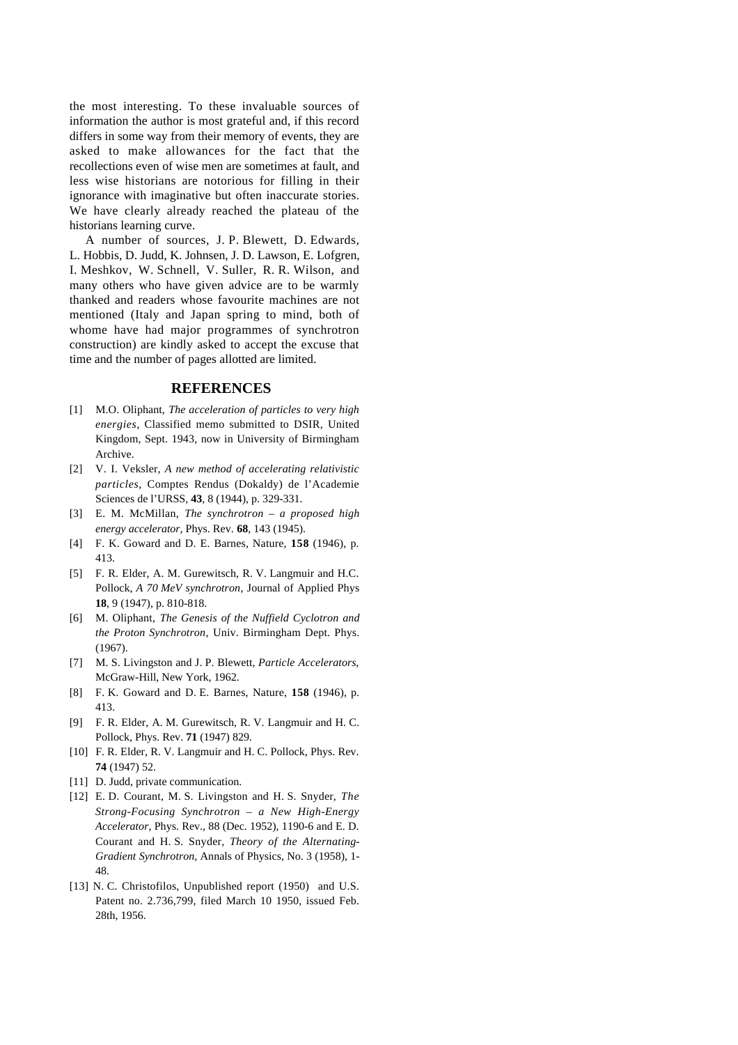the most interesting. To these invaluable sources of information the author is most grateful and, if this record differs in some way from their memory of events, they are asked to make allowances for the fact that the recollections even of wise men are sometimes at fault, and less wise historians are notorious for filling in their ignorance with imaginative but often inaccurate stories. We have clearly already reached the plateau of the historians learning curve.

A number of sources, J. P. Blewett, D. Edwards, L. Hobbis, D. Judd, K. Johnsen, J. D. Lawson, E. Lofgren, I. Meshkov, W. Schnell, V. Suller, R. R. Wilson, and many others who have given advice are to be warmly thanked and readers whose favourite machines are not mentioned (Italy and Japan spring to mind, both of whome have had major programmes of synchrotron construction) are kindly asked to accept the excuse that time and the number of pages allotted are limited.

## REFERENCES

[1] M.O. Oliphant, *The acceleration of particles to very high energies*, Classified memo submitted to DSIR, United Kingdom, Sept. 1943, now in University of Birmingham Archive.

[2] V. I. Veksler, *A new method of accelerating relativistic particles*, Comptes Rendus (Dokaldy) de l'Academie Sciences de l'URSS, **43**, 8 (1944), p. 329-331.

[3] E. M. McMillan, *The synchrotron – a proposed high energy accelerator*, Phys. Rev. **68**, 143 (1945).

[4] F. K. Goward and D. E. Barnes, Nature, **158** (1946), p. 413.

[5] F. R. Elder, A. M. Gurewitsch, R. V. Langmuir and H.C. Pollock, *A 70 MeV synchrotron*, Journal of Applied Phys **18**, 9 (1947), p. 810-818.

[6] M. Oliphant, *The Genesis of the Nuffield Cyclotron and the Proton Synchrotron*, Univ. Birmingham Dept. Phys. (1967).

[7] M. S. Livingston and J. P. Blewett, *Particle Accelerators*, McGraw-Hill, New York, 1962.

[8] F. K. Goward and D. E. Barnes, Nature, **158** (1946), p. 413.

[9] F. R. Elder, A. M. Gurewitsch, R. V. Langmuir and H. C. Pollock, Phys. Rev. **71** (1947) 829.

[10] F. R. Elder, R. V. Langmuir and H. C. Pollock, Phys. Rev. **74** (1947) 52.

[11] D. Judd, private communication.

[12] E. D. Courant, M. S. Livingston and H. S. Snyder, *The Strong-Focusing Synchrotron – a New High-Energy Accelerator*, Phys. Rev., 88 (Dec. 1952), 1190-6 and E. D. Courant and H. S. Snyder, *Theory of the Alternating-Gradient Synchrotron*, Annals of Physics, No. 3 (1958), 1-48.

[13] N. C. Christofilos, Unpublished report (1950) and U.S. Patent no. 2.736,799, filed March 10 1950, issued Feb. 28th, 1956.